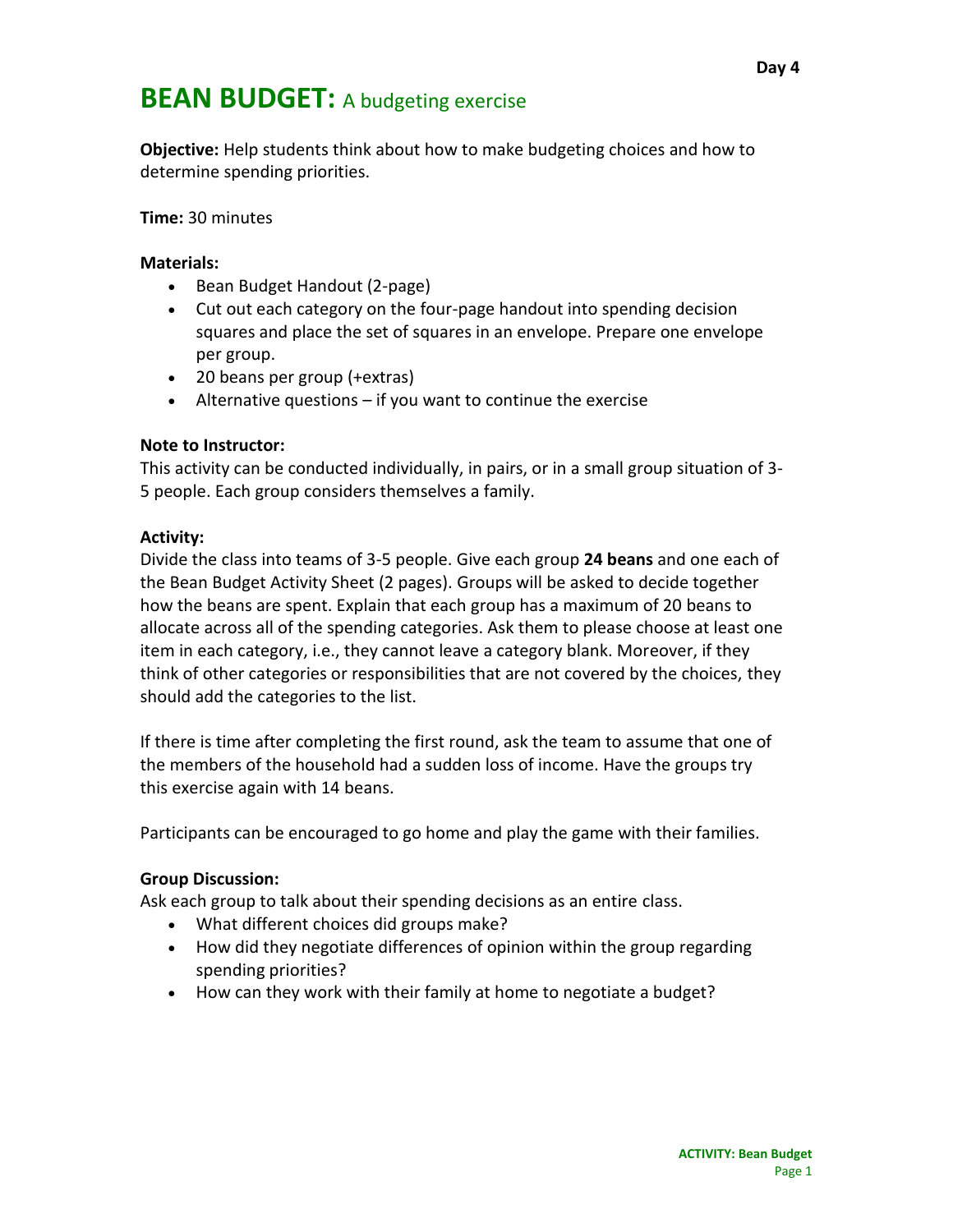Day 4

# BEAN BUDGET: A budgeting exercise

**Objective:** Help students think about how to make budgeting choices and how to determine spending priorities.

**Time:** 30 minutes

**Materials:**

- Bean Budget Handout (2-page)
- Cut out each category on the four-page handout into spending decision squares and place the set of squares in an envelope. Prepare one envelope per group.
- 20 beans per group (+extras)
- Alternative questions – if you want to continue the exercise

**Note to Instructor:**
This activity can be conducted individually, in pairs, or in a small group situation of 3-5 people. Each group considers themselves a family.

**Activity:**
Divide the class into teams of 3-5 people. Give each group **24 beans** and one each of the Bean Budget Activity Sheet (2 pages). Groups will be asked to decide together how the beans are spent. Explain that each group has a maximum of 20 beans to allocate across all of the spending categories. Ask them to please choose at least one item in each category, i.e., they cannot leave a category blank. Moreover, if they think of other categories or responsibilities that are not covered by the choices, they should add the categories to the list.

If there is time after completing the first round, ask the team to assume that one of the members of the household had a sudden loss of income. Have the groups try this exercise again with 14 beans.

Participants can be encouraged to go home and play the game with their families.

**Group Discussion:**
Ask each group to talk about their spending decisions as an entire class.

- What different choices did groups make?
- How did they negotiate differences of opinion within the group regarding spending priorities?
- How can they work with their family at home to negotiate a budget?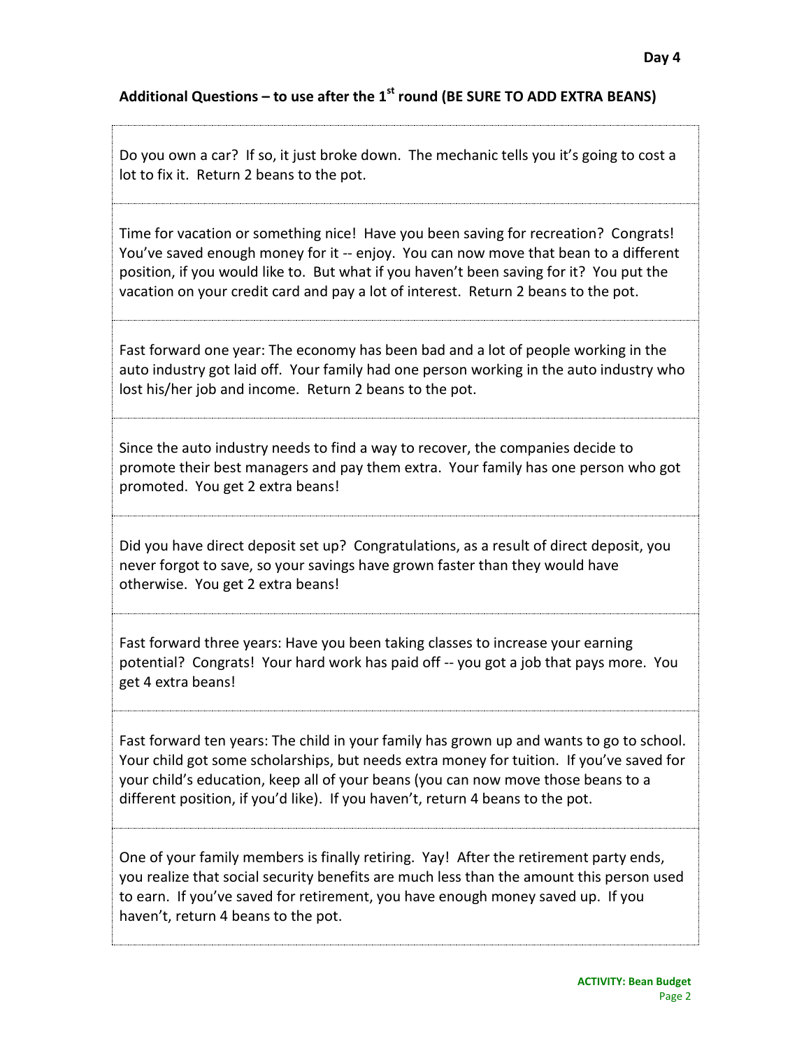**Day 4**

## Additional Questions – to use after the 1st round (BE SURE TO ADD EXTRA BEANS)

Do you own a car? If so, it just broke down. The mechanic tells you it's going to cost a lot to fix it. Return 2 beans to the pot.

Time for vacation or something nice! Have you been saving for recreation? Congrats! You've saved enough money for it -- enjoy. You can now move that bean to a different position, if you would like to. But what if you haven't been saving for it? You put the vacation on your credit card and pay a lot of interest. Return 2 beans to the pot.

Fast forward one year: The economy has been bad and a lot of people working in the auto industry got laid off. Your family had one person working in the auto industry who lost his/her job and income. Return 2 beans to the pot.

Since the auto industry needs to find a way to recover, the companies decide to promote their best managers and pay them extra. Your family has one person who got promoted. You get 2 extra beans!

Did you have direct deposit set up? Congratulations, as a result of direct deposit, you never forgot to save, so your savings have grown faster than they would have otherwise. You get 2 extra beans!

Fast forward three years: Have you been taking classes to increase your earning potential? Congrats! Your hard work has paid off -- you got a job that pays more. You get 4 extra beans!

Fast forward ten years: The child in your family has grown up and wants to go to school. Your child got some scholarships, but needs extra money for tuition. If you've saved for your child's education, keep all of your beans (you can now move those beans to a different position, if you'd like). If you haven't, return 4 beans to the pot.

One of your family members is finally retiring. Yay! After the retirement party ends, you realize that social security benefits are much less than the amount this person used to earn. If you've saved for retirement, you have enough money saved up. If you haven't, return 4 beans to the pot.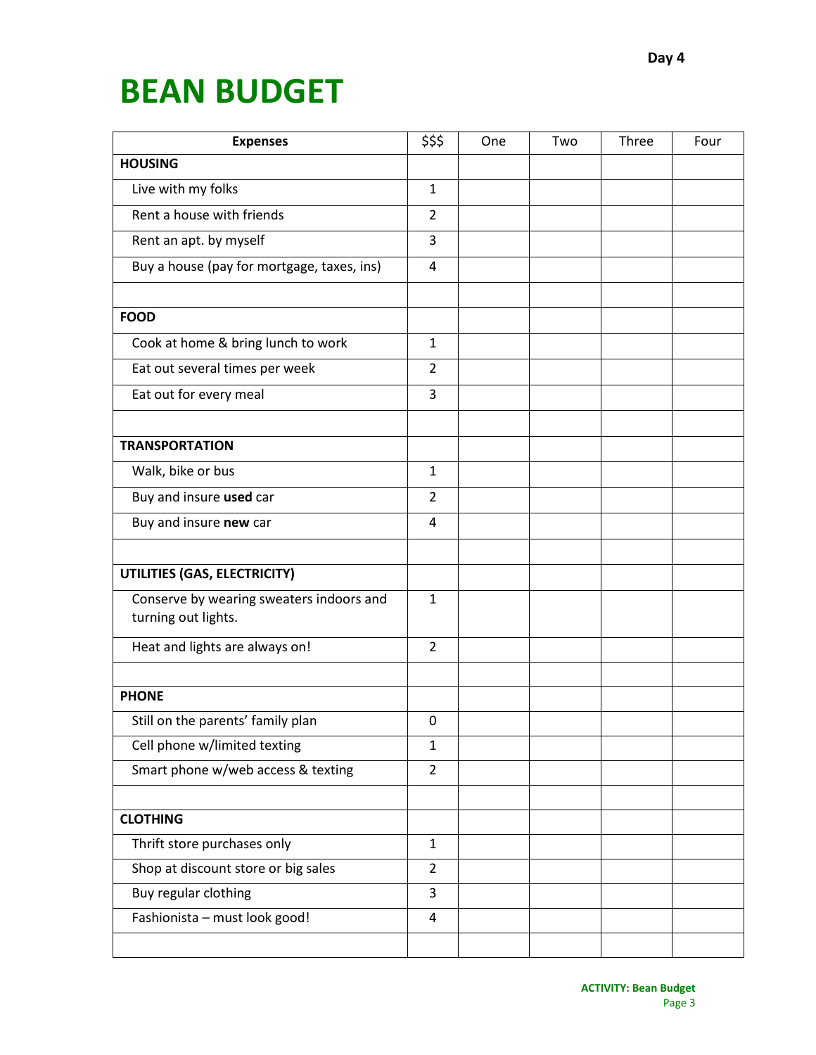Day 4

# BEAN BUDGET

| Expenses | $$$ | One | Two | Three | Four |
|---|---|---|---|---|---|
| **HOUSING** | | | | | |
| Live with my folks | 1 | | | | |
| Rent a house with friends | 2 | | | | |
| Rent an apt. by myself | 3 | | | | |
| Buy a house (pay for mortgage, taxes, ins) | 4 | | | | |
| | | | | | |
| **FOOD** | | | | | |
| Cook at home & bring lunch to work | 1 | | | | |
| Eat out several times per week | 2 | | | | |
| Eat out for every meal | 3 | | | | |
| | | | | | |
| **TRANSPORTATION** | | | | | |
| Walk, bike or bus | 1 | | | | |
| Buy and insure **used** car | 2 | | | | |
| Buy and insure **new** car | 4 | | | | |
| | | | | | |
| **UTILITIES (GAS, ELECTRICITY)** | | | | | |
| Conserve by wearing sweaters indoors and turning out lights. | 1 | | | | |
| Heat and lights are always on! | 2 | | | | |
| | | | | | |
| **PHONE** | | | | | |
| Still on the parents' family plan | 0 | | | | |
| Cell phone w/limited texting | 1 | | | | |
| Smart phone w/web access & texting | 2 | | | | |
| | | | | | |
| **CLOTHING** | | | | | |
| Thrift store purchases only | 1 | | | | |
| Shop at discount store or big sales | 2 | | | | |
| Buy regular clothing | 3 | | | | |
| Fashionista – must look good! | 4 | | | | |
| | | | | | |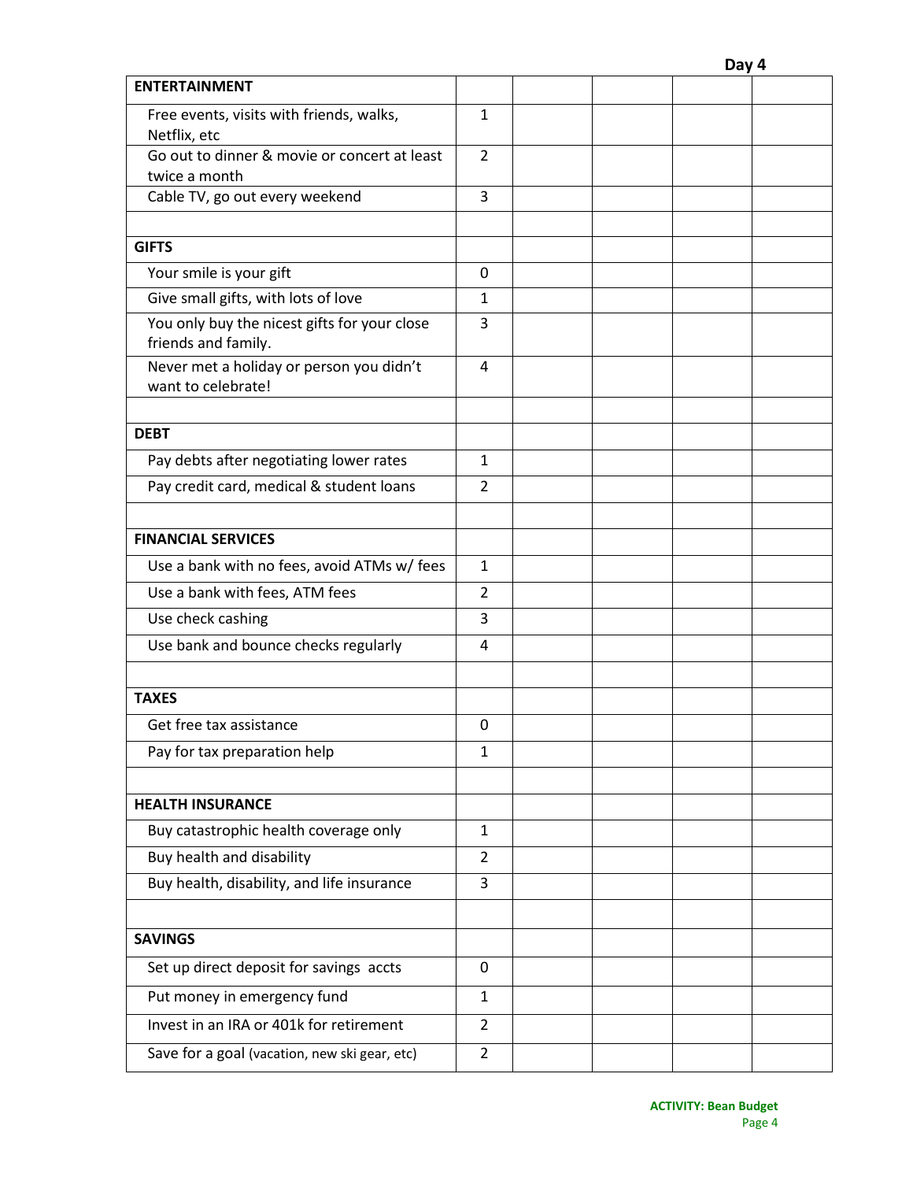**Day 4**

| | | | | | |
|---|---|---|---|---|---|
| **ENTERTAINMENT** | | | | | |
| Free events, visits with friends, walks, Netflix, etc | 1 | | | | |
| Go out to dinner & movie or concert at least twice a month | 2 | | | | |
| Cable TV, go out every weekend | 3 | | | | |
| | | | | | |
| **GIFTS** | | | | | |
| Your smile is your gift | 0 | | | | |
| Give small gifts, with lots of love | 1 | | | | |
| You only buy the nicest gifts for your close friends and family. | 3 | | | | |
| Never met a holiday or person you didn't want to celebrate! | 4 | | | | |
| | | | | | |
| **DEBT** | | | | | |
| Pay debts after negotiating lower rates | 1 | | | | |
| Pay credit card, medical & student loans | 2 | | | | |
| | | | | | |
| **FINANCIAL SERVICES** | | | | | |
| Use a bank with no fees, avoid ATMs w/ fees | 1 | | | | |
| Use a bank with fees, ATM fees | 2 | | | | |
| Use check cashing | 3 | | | | |
| Use bank and bounce checks regularly | 4 | | | | |
| | | | | | |
| **TAXES** | | | | | |
| Get free tax assistance | 0 | | | | |
| Pay for tax preparation help | 1 | | | | |
| | | | | | |
| **HEALTH INSURANCE** | | | | | |
| Buy catastrophic health coverage only | 1 | | | | |
| Buy health and disability | 2 | | | | |
| Buy health, disability, and life insurance | 3 | | | | |
| | | | | | |
| **SAVINGS** | | | | | |
| Set up direct deposit for savings accts | 0 | | | | |
| Put money in emergency fund | 1 | | | | |
| Invest in an IRA or 401k for retirement | 2 | | | | |
| Save for a goal (vacation, new ski gear, etc) | 2 | | | | |

**ACTIVITY: Bean Budget**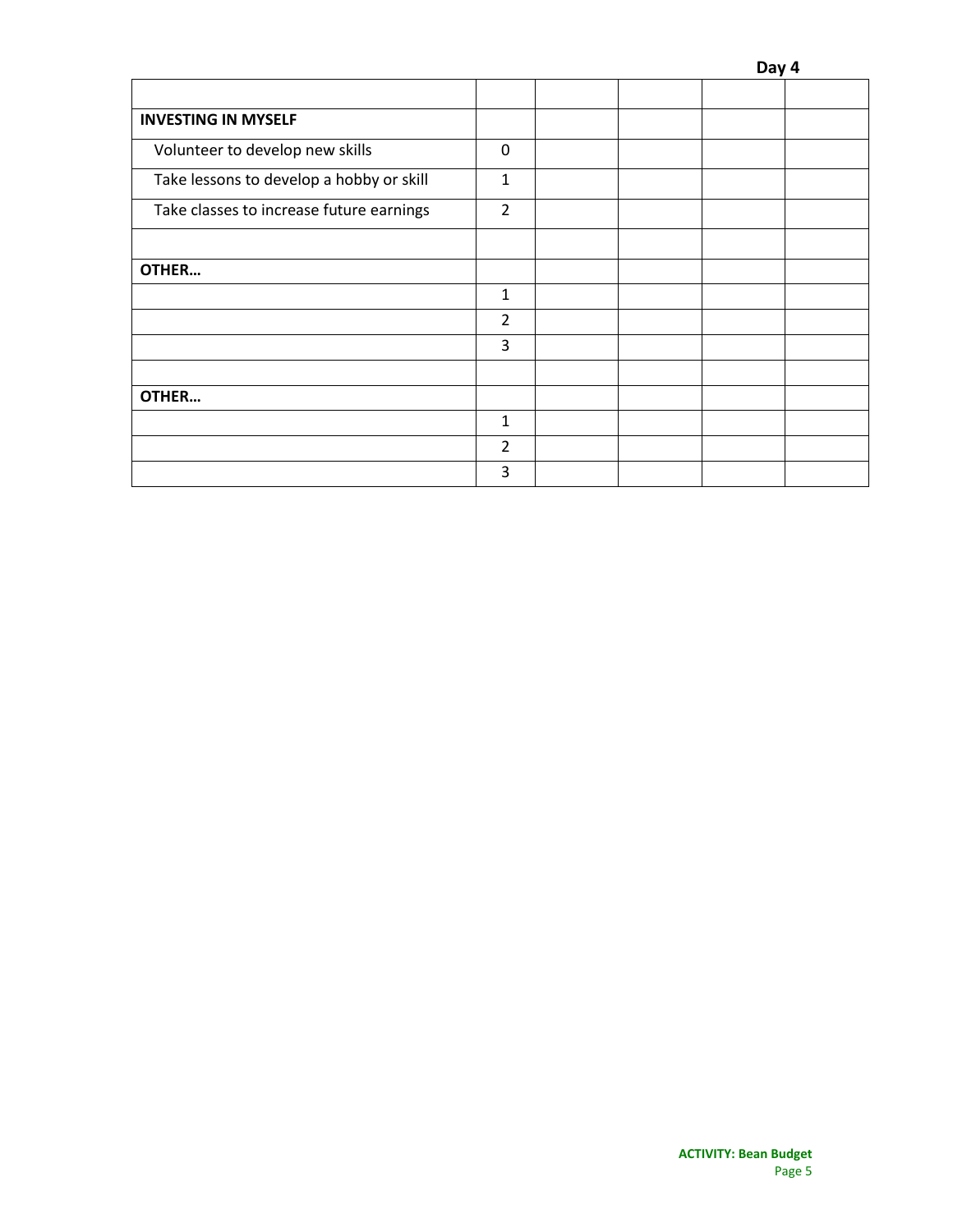**Day 4**

| | | | | | |
|---|---|---|---|---|---|
| | | | | | |
| **INVESTING IN MYSELF** | | | | | |
| Volunteer to develop new skills | 0 | | | | |
| Take lessons to develop a hobby or skill | 1 | | | | |
| Take classes to increase future earnings | 2 | | | | |
| | | | | | |
| **OTHER…** | | | | | |
| | 1 | | | | |
| | 2 | | | | |
| | 3 | | | | |
| | | | | | |
| **OTHER…** | | | | | |
| | 1 | | | | |
| | 2 | | | | |
| | 3 | | | | |